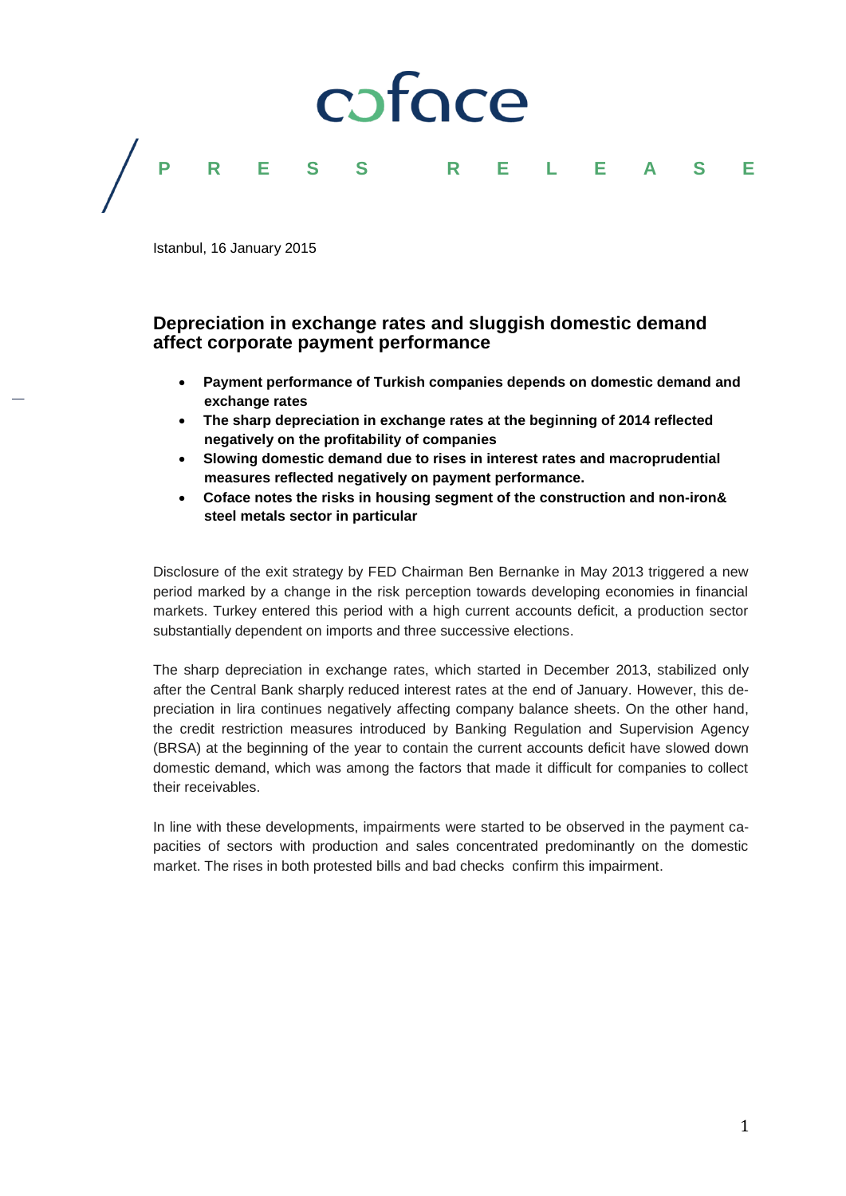coface

PRESS RELEASE

Istanbul, 16 January 2015

## Depreciation in exchange rates and sluggish domestic demand affect corporate payment performance

- **Payment performance of Turkish companies depends on domestic demand and exchange rates**
- **The sharp depreciation in exchange rates at the beginning of 2014 reflected negatively on the profitability of companies**
- **Slowing domestic demand due to rises in interest rates and macroprudential measures reflected negatively on payment performance.**
- **Coface notes the risks in housing segment of the construction and non-iron& steel metals sector in particular**

Disclosure of the exit strategy by FED Chairman Ben Bernanke in May 2013 triggered a new period marked by a change in the risk perception towards developing economies in financial markets. Turkey entered this period with a high current accounts deficit, a production sector substantially dependent on imports and three successive elections.

The sharp depreciation in exchange rates, which started in December 2013, stabilized only after the Central Bank sharply reduced interest rates at the end of January. However, this depreciation in lira continues negatively affecting company balance sheets. On the other hand, the credit restriction measures introduced by Banking Regulation and Supervision Agency (BRSA) at the beginning of the year to contain the current accounts deficit have slowed down domestic demand, which was among the factors that made it difficult for companies to collect their receivables.

In line with these developments, impairments were started to be observed in the payment capacities of sectors with production and sales concentrated predominantly on the domestic market. The rises in both protested bills and bad checks confirm this impairment.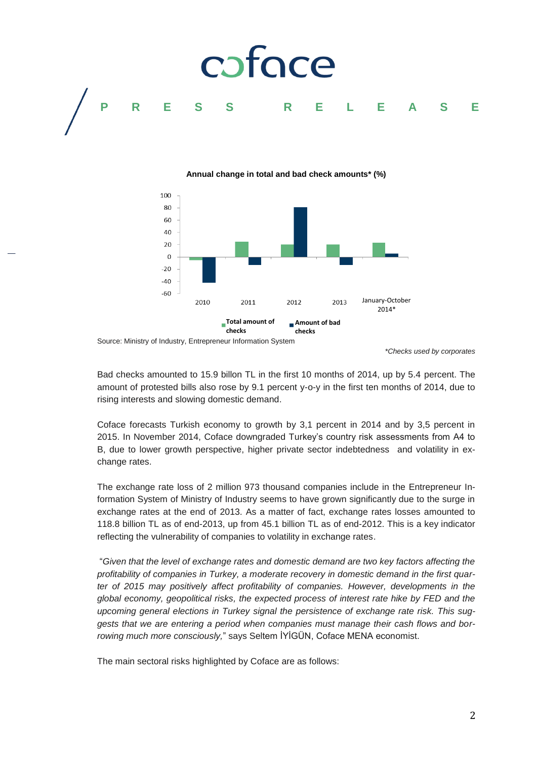**Annual change in total and bad check amounts* (%)**

Source: Ministry of Industry, Entrepreneur Information System

*Checks used by corporates

Bad checks amounted to 15.9 billon TL in the first 10 months of 2014, up by 5.4 percent. The amount of protested bills also rose by 9.1 percent y-o-y in the first ten months of 2014, due to rising interests and slowing domestic demand.

Coface forecasts Turkish economy to growth by 3,1 percent in 2014 and by 3,5 percent in 2015. In November 2014, Coface downgraded Turkey's country risk assessments from A4 to B, due to lower growth perspective, higher private sector indebtedness and volatility in exchange rates.

The exchange rate loss of 2 million 973 thousand companies include in the Entrepreneur Information System of Ministry of Industry seems to have grown significantly due to the surge in exchange rates at the end of 2013. As a matter of fact, exchange rates losses amounted to 118.8 billion TL as of end-2013, up from 45.1 billion TL as of end-2012. This is a key indicator reflecting the vulnerability of companies to volatility in exchange rates.

"*Given that the level of exchange rates and domestic demand are two key factors affecting the profitability of companies in Turkey, a moderate recovery in domestic demand in the first quarter of 2015 may positively affect profitability of companies. However, developments in the global economy, geopolitical risks, the expected process of interest rate hike by FED and the upcoming general elections in Turkey signal the persistence of exchange rate risk. This suggests that we are entering a period when companies must manage their cash flows and borrowing much more consciously,*" says Seltem İYİGÜN, Coface MENA economist.

The main sectoral risks highlighted by Coface are as follows: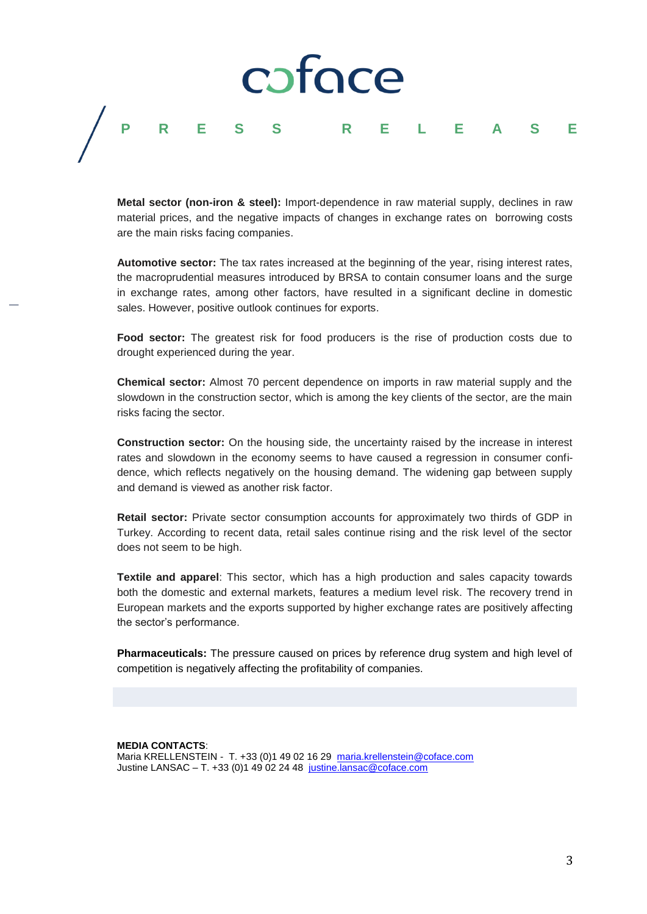**Metal sector (non-iron & steel):** Import-dependence in raw material supply, declines in raw material prices, and the negative impacts of changes in exchange rates on borrowing costs are the main risks facing companies.

**Automotive sector:** The tax rates increased at the beginning of the year, rising interest rates, the macroprudential measures introduced by BRSA to contain consumer loans and the surge in exchange rates, among other factors, have resulted in a significant decline in domestic sales. However, positive outlook continues for exports.

**Food sector:** The greatest risk for food producers is the rise of production costs due to drought experienced during the year.

**Chemical sector:** Almost 70 percent dependence on imports in raw material supply and the slowdown in the construction sector, which is among the key clients of the sector, are the main risks facing the sector.

**Construction sector:** On the housing side, the uncertainty raised by the increase in interest rates and slowdown in the economy seems to have caused a regression in consumer confidence, which reflects negatively on the housing demand. The widening gap between supply and demand is viewed as another risk factor.

**Retail sector:** Private sector consumption accounts for approximately two thirds of GDP in Turkey. According to recent data, retail sales continue rising and the risk level of the sector does not seem to be high.

**Textile and apparel**: This sector, which has a high production and sales capacity towards both the domestic and external markets, features a medium level risk. The recovery trend in European markets and the exports supported by higher exchange rates are positively affecting the sector's performance.

**Pharmaceuticals:** The pressure caused on prices by reference drug system and high level of competition is negatively affecting the profitability of companies.

**MEDIA CONTACTS**:
Maria KRELLENSTEIN - T. +33 (0)1 49 02 16 29 maria.krellenstein@coface.com
Justine LANSAC – T. +33 (0)1 49 02 24 48 justine.lansac@coface.com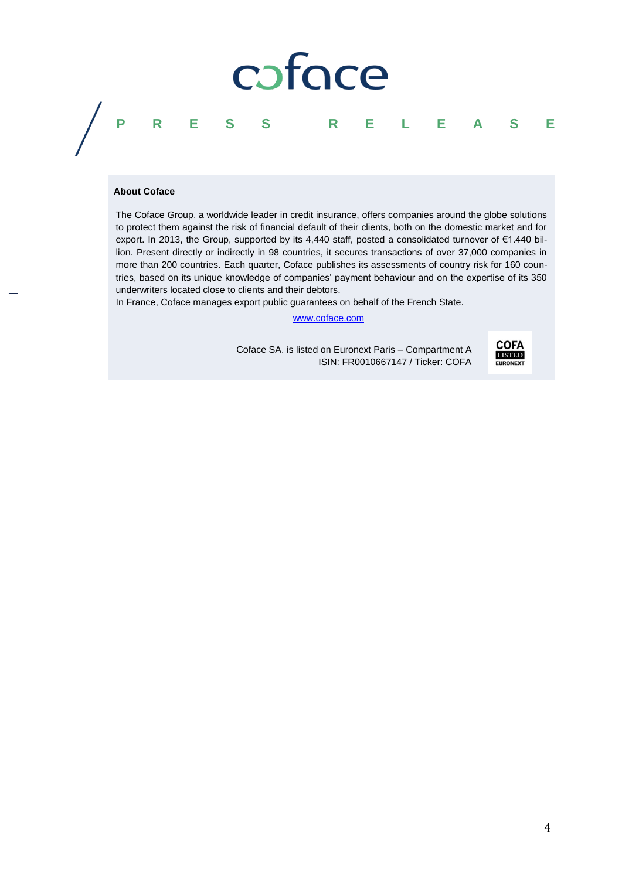**About Coface**

The Coface Group, a worldwide leader in credit insurance, offers companies around the globe solutions to protect them against the risk of financial default of their clients, both on the domestic market and for export. In 2013, the Group, supported by its 4,440 staff, posted a consolidated turnover of €1.440 billion. Present directly or indirectly in 98 countries, it secures transactions of over 37,000 companies in more than 200 countries. Each quarter, Coface publishes its assessments of country risk for 160 countries, based on its unique knowledge of companies' payment behaviour and on the expertise of its 350 underwriters located close to clients and their debtors.
In France, Coface manages export public guarantees on behalf of the French State.

www.coface.com

Coface SA. is listed on Euronext Paris – Compartment A
ISIN: FR0010667147 / Ticker: COFA